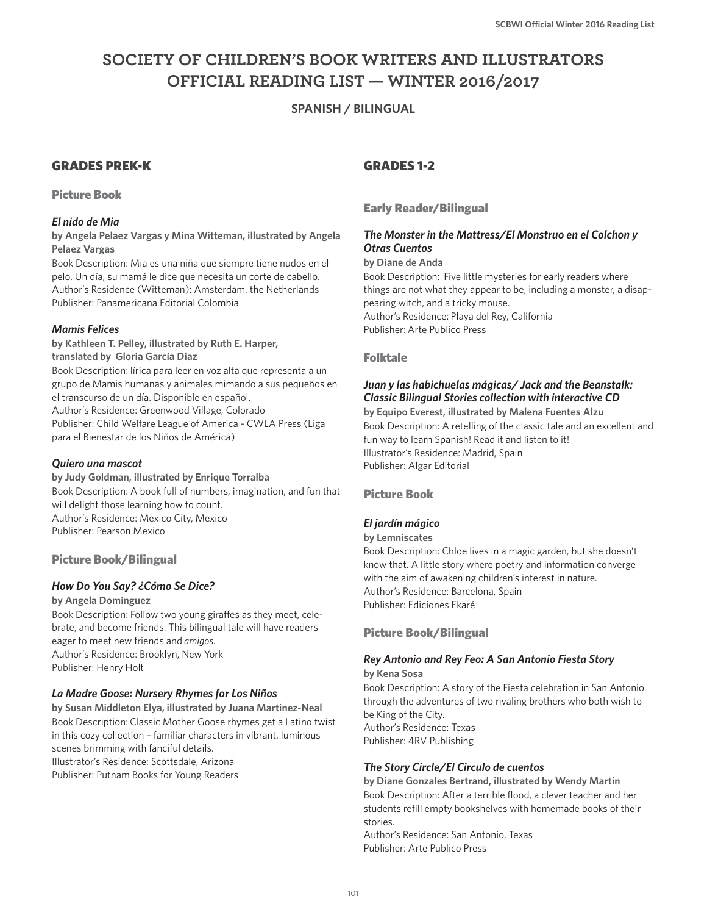# SOCIETY OF CHILDREN'S BOOK WRITERS AND ILLUSTRATORS OFFICIAL READING LIST — WINTER 2016/2017

**SPANISH / BILINGUAL**

## GRADES PREK-K

### Picture Book

#### *El nido de Mia*

**by Angela Pelaez Vargas y Mina Witteman, illustrated by Angela Pelaez Vargas**

Book Description: Mia es una niña que siempre tiene nudos en el pelo. Un día, su mamá le dice que necesita un corte de cabello.
Author's Residence (Witteman): Amsterdam, the Netherlands
Publisher: Panamericana Editorial Colombia

#### *Mamis Felices*

**by Kathleen T. Pelley, illustrated by Ruth E. Harper, translated by Gloria García Diaz**

Book Description: lírica para leer en voz alta que representa a un grupo de Mamis humanas y animales mimando a sus pequeños en el transcurso de un día. Disponible en español.
Author's Residence: Greenwood Village, Colorado
Publisher: Child Welfare League of America - CWLA Press (Liga para el Bienestar de los Niños de América)

#### *Quiero una mascot*

**by Judy Goldman, illustrated by Enrique Torralba**

Book Description: A book full of numbers, imagination, and fun that will delight those learning how to count.
Author's Residence: Mexico City, Mexico
Publisher: Pearson Mexico

### Picture Book/Bilingual

#### *How Do You Say? ¿Cómo Se Dice?*

**by Angela Dominguez**

Book Description: Follow two young giraffes as they meet, celebrate, and become friends. This bilingual tale will have readers eager to meet new friends and *amigos*.
Author's Residence: Brooklyn, New York
Publisher: Henry Holt

#### *La Madre Goose: Nursery Rhymes for Los Niños*

**by Susan Middleton Elya, illustrated by Juana Martinez-Neal**

Book Description: Classic Mother Goose rhymes get a Latino twist in this cozy collection – familiar characters in vibrant, luminous scenes brimming with fanciful details.
Illustrator's Residence: Scottsdale, Arizona
Publisher: Putnam Books for Young Readers

## GRADES 1-2

### Early Reader/Bilingual

#### *The Monster in the Mattress/El Monstruo en el Colchon y Otras Cuentos*

**by Diane de Anda**

Book Description: Five little mysteries for early readers where things are not what they appear to be, including a monster, a disappearing witch, and a tricky mouse.
Author's Residence: Playa del Rey, California
Publisher: Arte Publico Press

### Folktale

#### *Juan y las habichuelas mágicas/ Jack and the Beanstalk: Classic Bilingual Stories collection with interactive CD*

**by Equipo Everest, illustrated by Malena Fuentes Alzu**

Book Description: A retelling of the classic tale and an excellent and fun way to learn Spanish! Read it and listen to it!
Illustrator's Residence: Madrid, Spain
Publisher: Algar Editorial

### Picture Book

#### *El jardín mágico*

**by Lemniscates**

Book Description: Chloe lives in a magic garden, but she doesn't know that. A little story where poetry and information converge with the aim of awakening children's interest in nature.
Author's Residence: Barcelona, Spain
Publisher: Ediciones Ekaré

### Picture Book/Bilingual

#### *Rey Antonio and Rey Feo: A San Antonio Fiesta Story*

**by Kena Sosa**

Book Description: A story of the Fiesta celebration in San Antonio through the adventures of two rivaling brothers who both wish to be King of the City.
Author's Residence: Texas
Publisher: 4RV Publishing

#### *The Story Circle/El Circulo de cuentos*

**by Diane Gonzales Bertrand, illustrated by Wendy Martin**

Book Description: After a terrible flood, a clever teacher and her students refill empty bookshelves with homemade books of their stories.
Author's Residence: San Antonio, Texas
Publisher: Arte Publico Press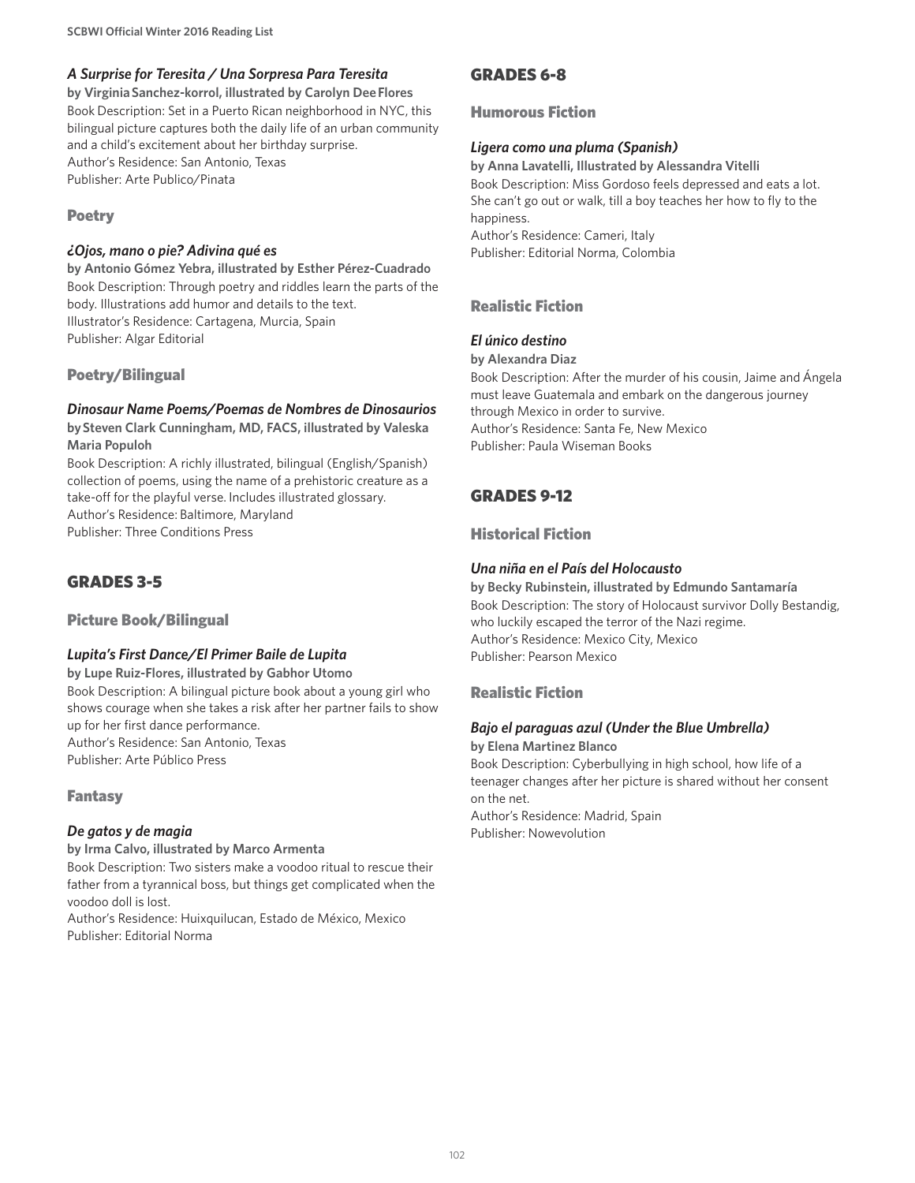### *A Surprise for Teresita / Una Sorpresa Para Teresita*

**by Virginia Sanchez-korrol, illustrated by Carolyn Dee Flores**

Book Description: Set in a Puerto Rican neighborhood in NYC, this bilingual picture captures both the daily life of an urban community and a child's excitement about her birthday surprise.
Author's Residence: San Antonio, Texas
Publisher: Arte Publico/Pinata

## Poetry

### *¿Ojos, mano o pie? Adivina qué es*

**by Antonio Gómez Yebra, illustrated by Esther Pérez-Cuadrado**

Book Description: Through poetry and riddles learn the parts of the body. Illustrations add humor and details to the text.
Illustrator's Residence: Cartagena, Murcia, Spain
Publisher: Algar Editorial

## Poetry/Bilingual

### *Dinosaur Name Poems/Poemas de Nombres de Dinosaurios*

**by Steven Clark Cunningham, MD, FACS, illustrated by Valeska Maria Populoh**

Book Description: A richly illustrated, bilingual (English/Spanish) collection of poems, using the name of a prehistoric creature as a take-off for the playful verse. Includes illustrated glossary.
Author's Residence: Baltimore, Maryland
Publisher: Three Conditions Press

# GRADES 3-5

## Picture Book/Bilingual

### *Lupita's First Dance/El Primer Baile de Lupita*

**by Lupe Ruiz-Flores, illustrated by Gabhor Utomo**

Book Description: A bilingual picture book about a young girl who shows courage when she takes a risk after her partner fails to show up for her first dance performance.
Author's Residence: San Antonio, Texas
Publisher: Arte Público Press

## Fantasy

### *De gatos y de magia*

**by Irma Calvo, illustrated by Marco Armenta**

Book Description: Two sisters make a voodoo ritual to rescue their father from a tyrannical boss, but things get complicated when the voodoo doll is lost.
Author's Residence: Huixquilucan, Estado de México, Mexico
Publisher: Editorial Norma

# GRADES 6-8

## Humorous Fiction

### *Ligera como una pluma (Spanish)*

**by Anna Lavatelli, Illustrated by Alessandra Vitelli**

Book Description: Miss Gordoso feels depressed and eats a lot. She can't go out or walk, till a boy teaches her how to fly to the happiness.
Author's Residence: Cameri, Italy
Publisher: Editorial Norma, Colombia

## Realistic Fiction

### *El único destino*

**by Alexandra Diaz**

Book Description: After the murder of his cousin, Jaime and Ángela must leave Guatemala and embark on the dangerous journey through Mexico in order to survive.
Author's Residence: Santa Fe, New Mexico
Publisher: Paula Wiseman Books

# GRADES 9-12

## Historical Fiction

### *Una niña en el País del Holocausto*

**by Becky Rubinstein, illustrated by Edmundo Santamaría**

Book Description: The story of Holocaust survivor Dolly Bestandig, who luckily escaped the terror of the Nazi regime.
Author's Residence: Mexico City, Mexico
Publisher: Pearson Mexico

## Realistic Fiction

### *Bajo el paraguas azul (Under the Blue Umbrella)*

**by Elena Martinez Blanco**

Book Description: Cyberbullying in high school, how life of a teenager changes after her picture is shared without her consent on the net.
Author's Residence: Madrid, Spain
Publisher: Nowevolution